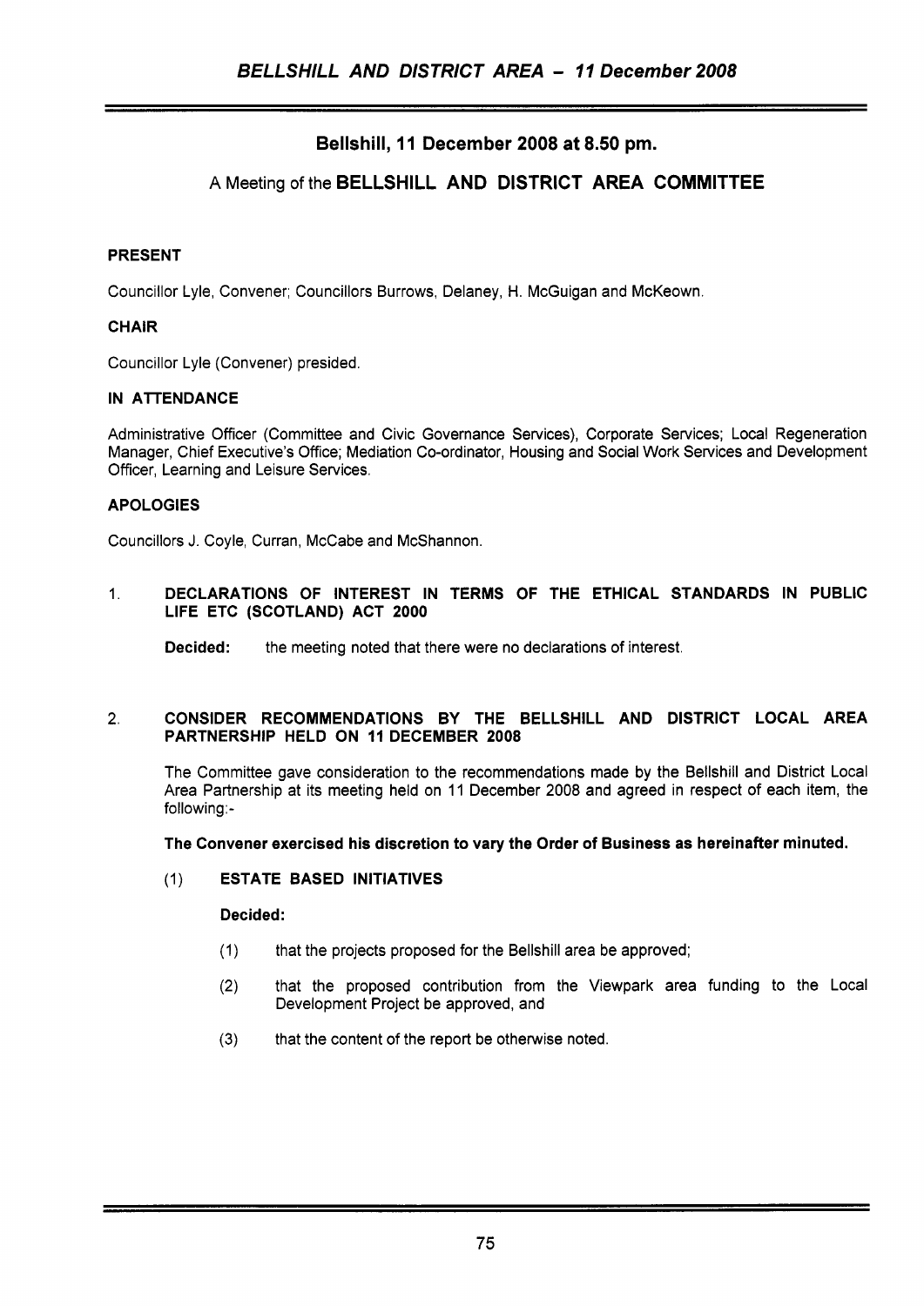## Bellshill, 11 December 2008 at 8.50 pm.

### A Meeting of the BELLSHILL AND DISTRICT AREA COMMITTEE

**PRESENT**

Councillor Lyle, Convener; Councillors Burrows, Delaney, H. McGuigan and McKeown.

**CHAIR**

Councillor Lyle (Convener) presided.

**IN ATTENDANCE**

Administrative Officer (Committee and Civic Governance Services), Corporate Services; Local Regeneration Manager, Chief Executive's Office; Mediation Co-ordinator, Housing and Social Work Services and Development Officer, Learning and Leisure Services.

**APOLOGIES**

Councillors J. Coyle, Curran, McCabe and McShannon.

1. **DECLARATIONS OF INTEREST IN TERMS OF THE ETHICAL STANDARDS IN PUBLIC LIFE ETC (SCOTLAND) ACT 2000**

   **Decided:** the meeting noted that there were no declarations of interest.

2. **CONSIDER RECOMMENDATIONS BY THE BELLSHILL AND DISTRICT LOCAL AREA PARTNERSHIP HELD ON 11 DECEMBER 2008**

   The Committee gave consideration to the recommendations made by the Bellshill and District Local Area Partnership at its meeting held on 11 December 2008 and agreed in respect of each item, the following:-

   **The Convener exercised his discretion to vary the Order of Business as hereinafter minuted.**

   (1) **ESTATE BASED INITIATIVES**

   **Decided:**

   (1) that the projects proposed for the Bellshill area be approved;

   (2) that the proposed contribution from the Viewpark area funding to the Local Development Project be approved, and

   (3) that the content of the report be otherwise noted.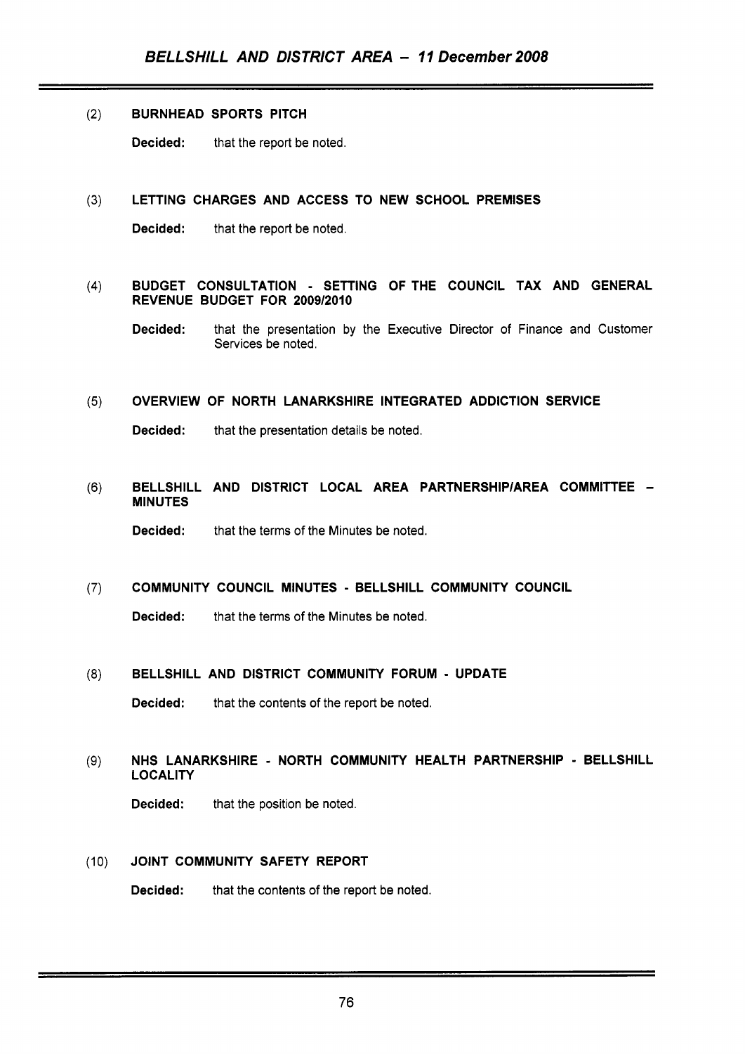(2) **BURNHEAD SPORTS PITCH**

**Decided:** that the report be noted.

(3) **LETTING CHARGES AND ACCESS TO NEW SCHOOL PREMISES**

**Decided:** that the report be noted.

(4) **BUDGET CONSULTATION - SETTING OF THE COUNCIL TAX AND GENERAL REVENUE BUDGET FOR 2009/2010**

**Decided:** that the presentation by the Executive Director of Finance and Customer Services be noted.

(5) **OVERVIEW OF NORTH LANARKSHIRE INTEGRATED ADDICTION SERVICE**

**Decided:** that the presentation details be noted.

(6) **BELLSHILL AND DISTRICT LOCAL AREA PARTNERSHIP/AREA COMMITTEE – MINUTES**

**Decided:** that the terms of the Minutes be noted.

(7) **COMMUNITY COUNCIL MINUTES - BELLSHILL COMMUNITY COUNCIL**

**Decided:** that the terms of the Minutes be noted.

(8) **BELLSHILL AND DISTRICT COMMUNITY FORUM - UPDATE**

**Decided:** that the contents of the report be noted.

(9) **NHS LANARKSHIRE - NORTH COMMUNITY HEALTH PARTNERSHIP - BELLSHILL LOCALITY**

**Decided:** that the position be noted.

(10) **JOINT COMMUNITY SAFETY REPORT**

**Decided:** that the contents of the report be noted.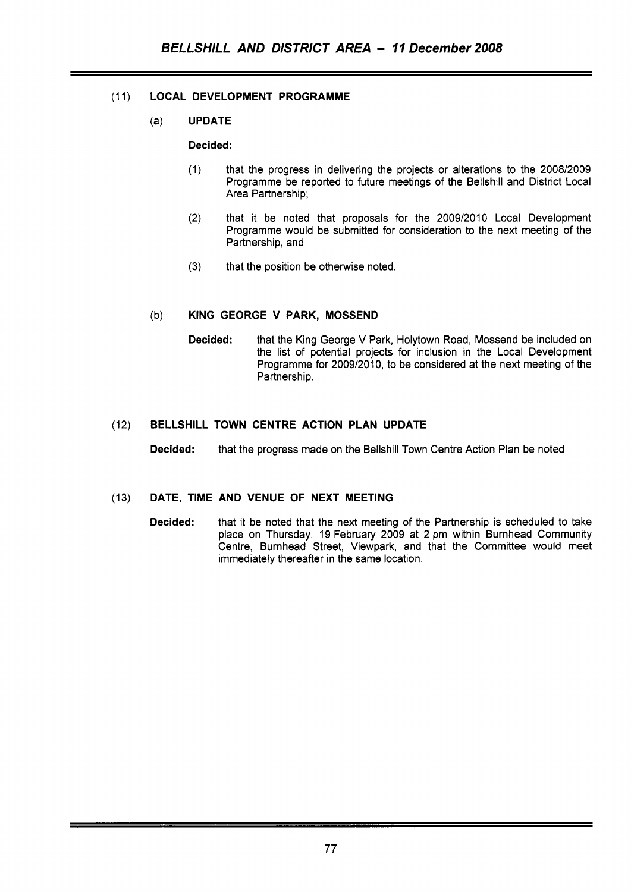## (11) LOCAL DEVELOPMENT PROGRAMME

### (a) UPDATE

**Decided:**

(1) that the progress in delivering the projects or alterations to the 2008/2009 Programme be reported to future meetings of the Bellshill and District Local Area Partnership;

(2) that it be noted that proposals for the 2009/2010 Local Development Programme would be submitted for consideration to the next meeting of the Partnership, and

(3) that the position be otherwise noted.

### (b) KING GEORGE V PARK, MOSSEND

**Decided:** that the King George V Park, Holytown Road, Mossend be included on the list of potential projects for inclusion in the Local Development Programme for 2009/2010, to be considered at the next meeting of the Partnership.

## (12) BELLSHILL TOWN CENTRE ACTION PLAN UPDATE

**Decided:** that the progress made on the Bellshill Town Centre Action Plan be noted.

## (13) DATE, TIME AND VENUE OF NEXT MEETING

**Decided:** that it be noted that the next meeting of the Partnership is scheduled to take place on Thursday, 19 February 2009 at 2 pm within Burnhead Community Centre, Burnhead Street, Viewpark, and that the Committee would meet immediately thereafter in the same location.